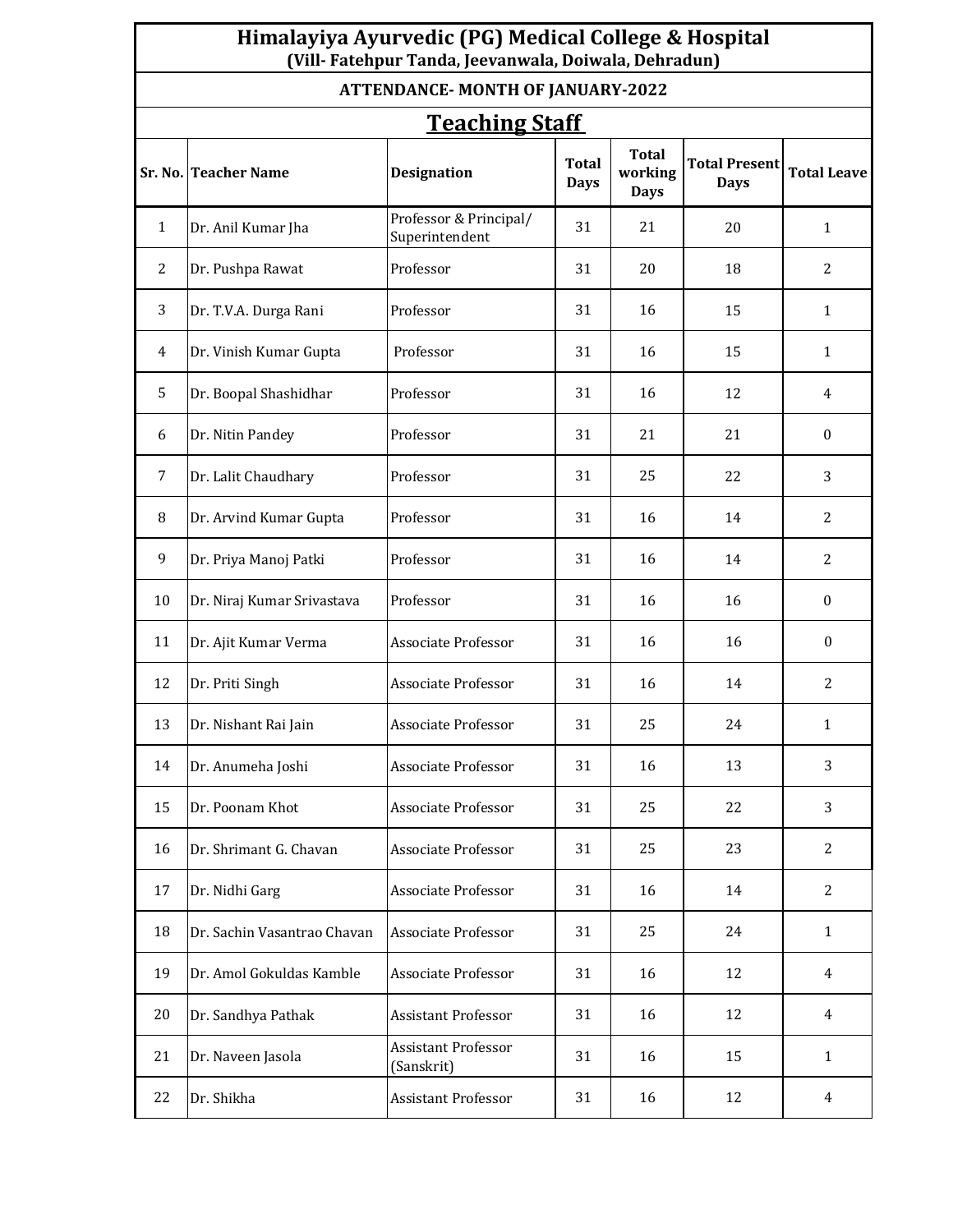# Himalayiya Ayurvedic (PG) Medical College & Hospital

**(Vill- Fatehpur Tanda, Jeevanwala, Doiwala, Dehradun)**

**ATTENDANCE- MONTH OF JANUARY-2022**

## Teaching Staff

| Sr. No. | Teacher Name | Designation | Total Days | Total working Days | Total Present Days | Total Leave |
|---|---|---|---|---|---|---|
| 1 | Dr. Anil Kumar Jha | Professor & Principal/ Superintendent | 31 | 21 | 20 | 1 |
| 2 | Dr. Pushpa Rawat | Professor | 31 | 20 | 18 | 2 |
| 3 | Dr. T.V.A. Durga Rani | Professor | 31 | 16 | 15 | 1 |
| 4 | Dr. Vinish Kumar Gupta | Professor | 31 | 16 | 15 | 1 |
| 5 | Dr. Boopal Shashidhar | Professor | 31 | 16 | 12 | 4 |
| 6 | Dr. Nitin Pandey | Professor | 31 | 21 | 21 | 0 |
| 7 | Dr. Lalit Chaudhary | Professor | 31 | 25 | 22 | 3 |
| 8 | Dr. Arvind Kumar Gupta | Professor | 31 | 16 | 14 | 2 |
| 9 | Dr. Priya Manoj Patki | Professor | 31 | 16 | 14 | 2 |
| 10 | Dr. Niraj Kumar Srivastava | Professor | 31 | 16 | 16 | 0 |
| 11 | Dr. Ajit Kumar Verma | Associate Professor | 31 | 16 | 16 | 0 |
| 12 | Dr. Priti Singh | Associate Professor | 31 | 16 | 14 | 2 |
| 13 | Dr. Nishant Rai Jain | Associate Professor | 31 | 25 | 24 | 1 |
| 14 | Dr. Anumeha Joshi | Associate Professor | 31 | 16 | 13 | 3 |
| 15 | Dr. Poonam Khot | Associate Professor | 31 | 25 | 22 | 3 |
| 16 | Dr. Shrimant G. Chavan | Associate Professor | 31 | 25 | 23 | 2 |
| 17 | Dr. Nidhi Garg | Associate Professor | 31 | 16 | 14 | 2 |
| 18 | Dr. Sachin Vasantrao Chavan | Associate Professor | 31 | 25 | 24 | 1 |
| 19 | Dr. Amol Gokuldas Kamble | Associate Professor | 31 | 16 | 12 | 4 |
| 20 | Dr. Sandhya Pathak | Assistant Professor | 31 | 16 | 12 | 4 |
| 21 | Dr. Naveen Jasola | Assistant Professor (Sanskrit) | 31 | 16 | 15 | 1 |
| 22 | Dr. Shikha | Assistant Professor | 31 | 16 | 12 | 4 |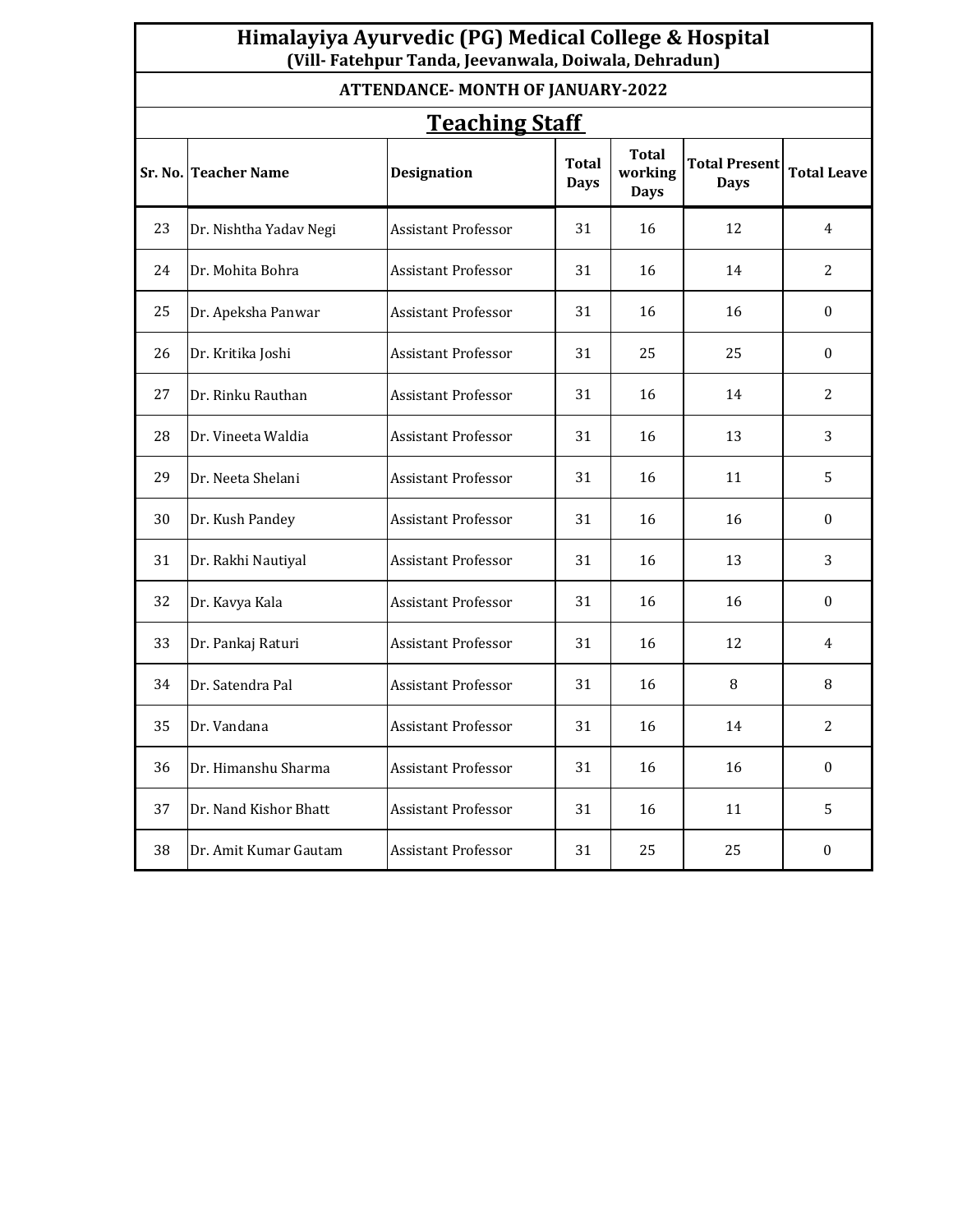# Himalayiya Ayurvedic (PG) Medical College & Hospital

**(Vill- Fatehpur Tanda, Jeevanwala, Doiwala, Dehradun)**

**ATTENDANCE- MONTH OF JANUARY-2022**

## Teaching Staff

| Sr. No. | Teacher Name | Designation | Total Days | Total working Days | Total Present Days | Total Leave |
|---|---|---|---|---|---|---|
| 23 | Dr. Nishtha Yadav Negi | Assistant Professor | 31 | 16 | 12 | 4 |
| 24 | Dr. Mohita Bohra | Assistant Professor | 31 | 16 | 14 | 2 |
| 25 | Dr. Apeksha Panwar | Assistant Professor | 31 | 16 | 16 | 0 |
| 26 | Dr. Kritika Joshi | Assistant Professor | 31 | 25 | 25 | 0 |
| 27 | Dr. Rinku Rauthan | Assistant Professor | 31 | 16 | 14 | 2 |
| 28 | Dr. Vineeta Waldia | Assistant Professor | 31 | 16 | 13 | 3 |
| 29 | Dr. Neeta Shelani | Assistant Professor | 31 | 16 | 11 | 5 |
| 30 | Dr. Kush Pandey | Assistant Professor | 31 | 16 | 16 | 0 |
| 31 | Dr. Rakhi Nautiyal | Assistant Professor | 31 | 16 | 13 | 3 |
| 32 | Dr. Kavya Kala | Assistant Professor | 31 | 16 | 16 | 0 |
| 33 | Dr. Pankaj Raturi | Assistant Professor | 31 | 16 | 12 | 4 |
| 34 | Dr. Satendra Pal | Assistant Professor | 31 | 16 | 8 | 8 |
| 35 | Dr. Vandana | Assistant Professor | 31 | 16 | 14 | 2 |
| 36 | Dr. Himanshu Sharma | Assistant Professor | 31 | 16 | 16 | 0 |
| 37 | Dr. Nand Kishor Bhatt | Assistant Professor | 31 | 16 | 11 | 5 |
| 38 | Dr. Amit Kumar Gautam | Assistant Professor | 31 | 25 | 25 | 0 |